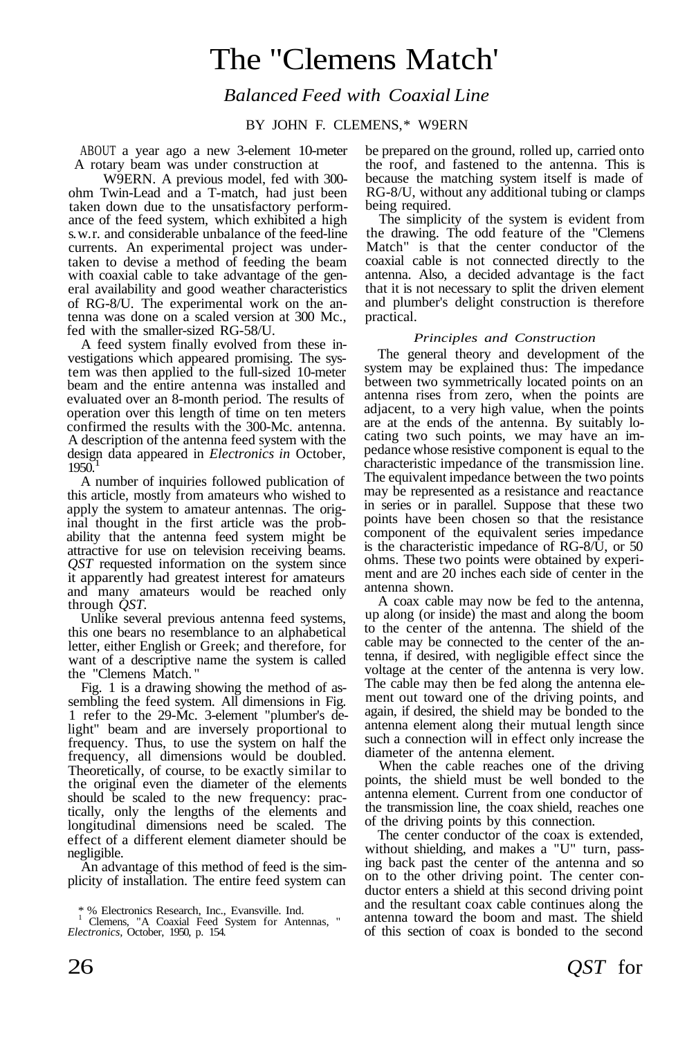# The "Clemens Match'

## *Balanced Feed with Coaxial Line*

BY JOHN F. CLEMENS,* W9ERN

ABOUT a year ago a new 3-element 10-meter rotary beam was under construction at W9ERN. A previous model, fed with 300-ohm Twin-Lead and a T-match, had just been taken down due to the unsatisfactory performance of the feed system, which exhibited a high s.w.r. and considerable unbalance of the feed-line currents. An experimental project was undertaken to devise a method of feeding the beam with coaxial cable to take advantage of the general availability and good weather characteristics of RG-8/U. The experimental work on the antenna was done on a scaled version at 300 Mc., fed with the smaller-sized RG-58/U.

A feed system finally evolved from these investigations which appeared promising. The system was then applied to the full-sized 10-meter beam and the entire antenna was installed and evaluated over an 8-month period. The results of operation over this length of time on ten meters confirmed the results with the 300-Mc. antenna. A description of the antenna feed system with the design data appeared in *Electronics in* October, 1950.[1]

A number of inquiries followed publication of this article, mostly from amateurs who wished to apply the system to amateur antennas. The original thought in the first article was the probability that the antenna feed system might be attractive for use on television receiving beams. *QST* requested information on the system since it apparently had greatest interest for amateurs and many amateurs would be reached only through *QST*.

Unlike several previous antenna feed systems, this one bears no resemblance to an alphabetical letter, either English or Greek; and therefore, for want of a descriptive name the system is called the "Clemens Match."

Fig. 1 is a drawing showing the method of assembling the feed system. All dimensions in Fig. 1 refer to the 29-Mc. 3-element "plumber's delight" beam and are inversely proportional to frequency. Thus, to use the system on half the frequency, all dimensions would be doubled. Theoretically, of course, to be exactly similar to the original even the diameter of the elements should be scaled to the new frequency: practically, only the lengths of the elements and longitudinal dimensions need be scaled. The effect of a different element diameter should be negligible.

An advantage of this method of feed is the simplicity of installation. The entire feed system can be prepared on the ground, rolled up, carried onto the roof, and fastened to the antenna. This is because the matching system itself is made of RG-8/U, without any additional tubing or clamps being required.

The simplicity of the system is evident from the drawing. The odd feature of the "Clemens Match" is that the center conductor of the coaxial cable is not connected directly to the antenna. Also, a decided advantage is the fact that it is not necessary to split the driven element and plumber's delight construction is therefore practical.

### *Principles and Construction*

The general theory and development of the system may be explained thus: The impedance between two symmetrically located points on an antenna rises from zero, when the points are adjacent, to a very high value, when the points are at the ends of the antenna. By suitably locating two such points, we may have an impedance whose resistive component is equal to the characteristic impedance of the transmission line. The equivalent impedance between the two points may be represented as a resistance and reactance in series or in parallel. Suppose that these two points have been chosen so that the resistance component of the equivalent series impedance is the characteristic impedance of RG-8/U, or 50 ohms. These two points were obtained by experiment and are 20 inches each side of center in the antenna shown.

A coax cable may now be fed to the antenna, up along (or inside) the mast and along the boom to the center of the antenna. The shield of the cable may be connected to the center of the antenna, if desired, with negligible effect since the voltage at the center of the antenna is very low. The cable may then be fed along the antenna element out toward one of the driving points, and again, if desired, the shield may be bonded to the antenna element along their mutual length since such a connection will in effect only increase the diameter of the antenna element.

When the cable reaches one of the driving points, the shield must be well bonded to the antenna element. Current from one conductor of the transmission line, the coax shield, reaches one of the driving points by this connection.

The center conductor of the coax is extended, without shielding, and makes a "U" turn, passing back past the center of the antenna and so on to the other driving point. The center conductor enters a shield at this second driving point and the resultant coax cable continues along the antenna toward the boom and mast. The shield of this section of coax is bonded to the second

\* % Electronics Research, Inc., Evansville. Ind.

[1] Clemens, "A Coaxial Feed System for Antennas," *Electronics,* October, 1950, p. 154.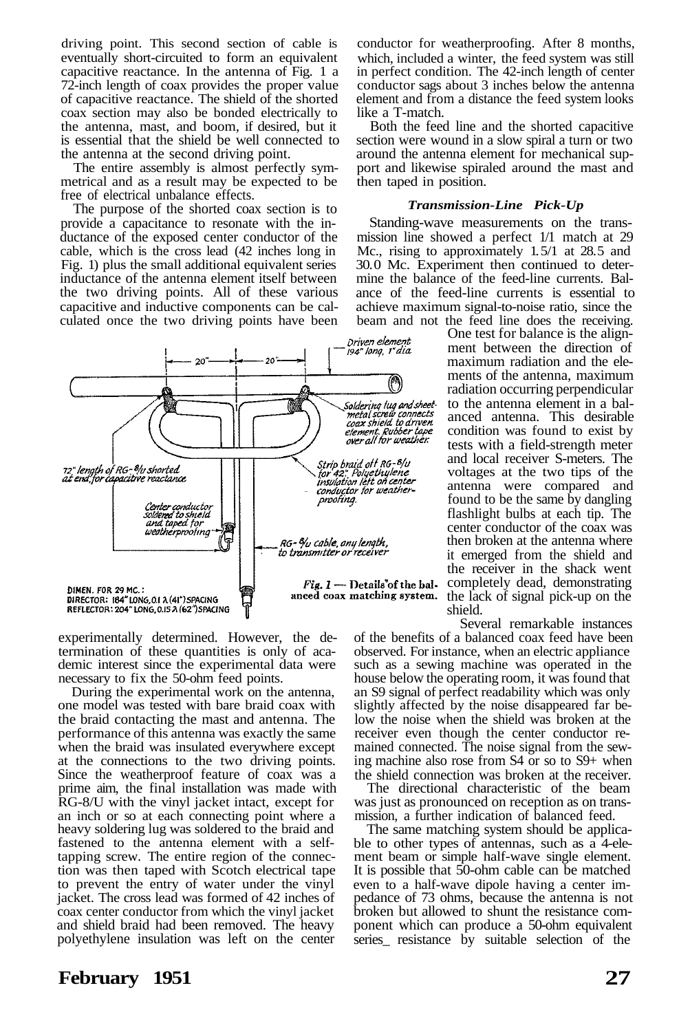driving point. This second section of cable is eventually short-circuited to form an equivalent capacitive reactance. In the antenna of Fig. 1 a 72-inch length of coax provides the proper value of capacitive reactance. The shield of the shorted coax section may also be bonded electrically to the antenna, mast, and boom, if desired, but it is essential that the shield be well connected to the antenna at the second driving point.

The entire assembly is almost perfectly symmetrical and as a result may be expected to be free of electrical unbalance effects.

The purpose of the shorted coax section is to provide a capacitance to resonate with the inductance of the exposed center conductor of the cable, which is the cross lead (42 inches long in Fig. 1) plus the small additional equivalent series inductance of the antenna element itself between the two driving points. All of these various capacitive and inductive components can be calculated once the two driving points have been experimentally determined. However, the determination of these quantities is only of academic interest since the experimental data were necessary to fix the 50-ohm feed points.

Driven element 194" long, 1" dia

20" — 20"

Soldering lug and sheet-metal screw connects coax shield to driven element. Rubber tape over all for weather.

72" length of RG-8/U shorted at end, for capacitive reactance

Strip braid off RG-8/U for 42". Polyethylene insulation left on center conductor for weather-proofing.

Center conductor soldered to shield and taped for weatherproofing

RG-8/U cable, any length, to transmitter or receiver

DIMEN. FOR 29 MC.:
DIRECTOR: 184" LONG, 0.1 λ (41") SPACING
REFLECTOR: 204" LONG, 0.15 λ (62") SPACING

*Fig. 1* — Details of the balanced coax matching system.

During the experimental work on the antenna, one model was tested with bare braid coax with the braid contacting the mast and antenna. The performance of this antenna was exactly the same when the braid was insulated everywhere except at the connections to the two driving points. Since the weatherproof feature of coax was a prime aim, the final installation was made with RG-8/U with the vinyl jacket intact, except for an inch or so at each connecting point where a heavy soldering lug was soldered to the braid and fastened to the antenna element with a self-tapping screw. The entire region of the connection was then taped with Scotch electrical tape to prevent the entry of water under the vinyl jacket. The cross lead was formed of 42 inches of coax center conductor from which the vinyl jacket and shield braid had been removed. The heavy polyethylene insulation was left on the center conductor for weatherproofing. After 8 months, which included a winter, the feed system was still in perfect condition. The 42-inch length of center conductor sags about 3 inches below the antenna element and from a distance the feed system looks like a T-match.

Both the feed line and the shorted capacitive section were wound in a slow spiral a turn or two around the antenna element for mechanical support and likewise spiraled around the mast and then taped in position.

### *Transmission-Line Pick-Up*

Standing-wave measurements on the transmission line showed a perfect 1/1 match at 29 Mc., rising to approximately 1.5/1 at 28.5 and 30.0 Mc. Experiment then continued to determine the balance of the feed-line currents. Balance of the feed-line currents is essential to achieve maximum signal-to-noise ratio, since the beam and not the feed line does the receiving. One test for balance is the alignment between the direction of maximum radiation and the elements of the antenna, maximum radiation occurring perpendicular to the antenna element in a balanced antenna. This desirable condition was found to exist by tests with a field-strength meter and local receiver S-meters. The voltages at the two tips of the antenna were compared and found to be the same by dangling flashlight bulbs at each tip. The center conductor of the coax was then broken at the antenna where it emerged from the shield and the receiver in the shack went completely dead, demonstrating the lack of signal pick-up on the shield.

Several remarkable instances of the benefits of a balanced coax feed have been observed. For instance, when an electric appliance such as a sewing machine was operated in the house below the operating room, it was found that an S9 signal of perfect readability which was only slightly affected by the noise disappeared far below the noise when the shield was broken at the receiver even though the center conductor remained connected. The noise signal from the sewing machine also rose from S4 or so to S9+ when the shield connection was broken at the receiver.

The directional characteristic of the beam was just as pronounced on reception as on transmission, a further indication of balanced feed.

The same matching system should be applicable to other types of antennas, such as a 4-element beam or simple half-wave single element. It is possible that 50-ohm cable can be matched even to a half-wave dipole having a center impedance of 73 ohms, because the antenna is not broken but allowed to shunt the resistance component which can produce a 50-ohm equivalent series resistance by suitable selection of the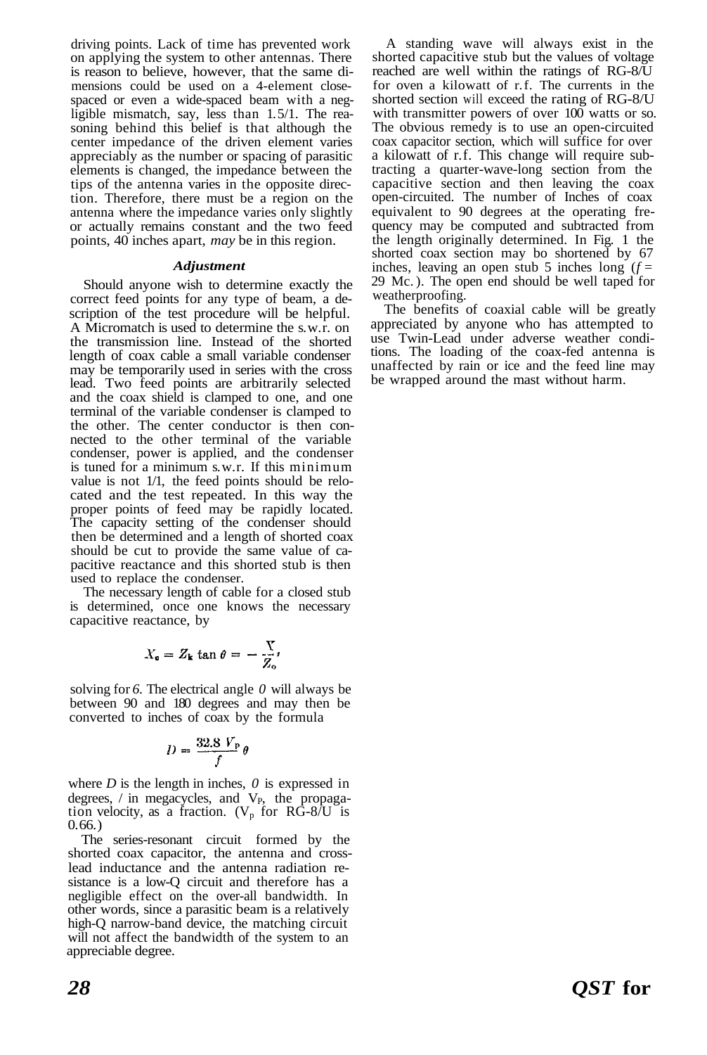driving points. Lack of time has prevented work on applying the system to other antennas. There is reason to believe, however, that the same dimensions could be used on a 4-element close-spaced or even a wide-spaced beam with a negligible mismatch, say, less than 1.5/1. The reasoning behind this belief is that although the center impedance of the driven element varies appreciably as the number or spacing of parasitic elements is changed, the impedance between the tips of the antenna varies in the opposite direction. Therefore, there must be a region on the antenna where the impedance varies only slightly or actually remains constant and the two feed points, 40 inches apart, *may* be in this region.

### *Adjustment*

Should anyone wish to determine exactly the correct feed points for any type of beam, a description of the test procedure will be helpful. A Micromatch is used to determine the s.w.r. on the transmission line. Instead of the shorted length of coax cable a small variable condenser may be temporarily used in series with the cross lead. Two feed points are arbitrarily selected and the coax shield is clamped to one, and one terminal of the variable condenser is clamped to the other. The center conductor is then connected to the other terminal of the variable condenser, power is applied, and the condenser is tuned for a minimum s.w.r. If this minimum value is not 1/1, the feed points should be relocated and the test repeated. In this way the proper points of feed may be rapidly located. The capacity setting of the condenser should then be determined and a length of shorted coax should be cut to provide the same value of capacitive reactance and this shorted stub is then used to replace the condenser.

The necessary length of cable for a closed stub is determined, once one knows the necessary capacitive reactance, by

$$X_c = Z_k \tan \theta = -\frac{Y}{Z_0},$$

solving for $\theta$. The electrical angle $\theta$ will always be between 90 and 180 degrees and may then be converted to inches of coax by the formula

$$D = \frac{32.8\ V_P}{f}\theta$$

where $D$ is the length in inches, $\theta$ is expressed in degrees, $f$ in megacycles, and $V_P$, the propagation velocity, as a fraction. ($V_p$ for RG-8/U is 0.66.)

The series-resonant circuit formed by the shorted coax capacitor, the antenna and cross-lead inductance and the antenna radiation resistance is a low-Q circuit and therefore has a negligible effect on the over-all bandwidth. In other words, since a parasitic beam is a relatively high-Q narrow-band device, the matching circuit will not affect the bandwidth of the system to an appreciable degree.

A standing wave will always exist in the shorted capacitive stub but the values of voltage reached are well within the ratings of RG-8/U for oven a kilowatt of r.f. The currents in the shorted section will exceed the rating of RG-8/U with transmitter powers of over 100 watts or so. The obvious remedy is to use an open-circuited coax capacitor section, which will suffice for over a kilowatt of r.f. This change will require subtracting a quarter-wave-long section from the capacitive section and then leaving the coax open-circuited. The number of Inches of coax equivalent to 90 degrees at the operating frequency may be computed and subtracted from the length originally determined. In Fig. 1 the shorted coax section may bo shortened by 67 inches, leaving an open stub 5 inches long ($f$ = 29 Mc.). The open end should be well taped for weatherproofing.

The benefits of coaxial cable will be greatly appreciated by anyone who has attempted to use Twin-Lead under adverse weather conditions. The loading of the coax-fed antenna is unaffected by rain or ice and the feed line may be wrapped around the mast without harm.